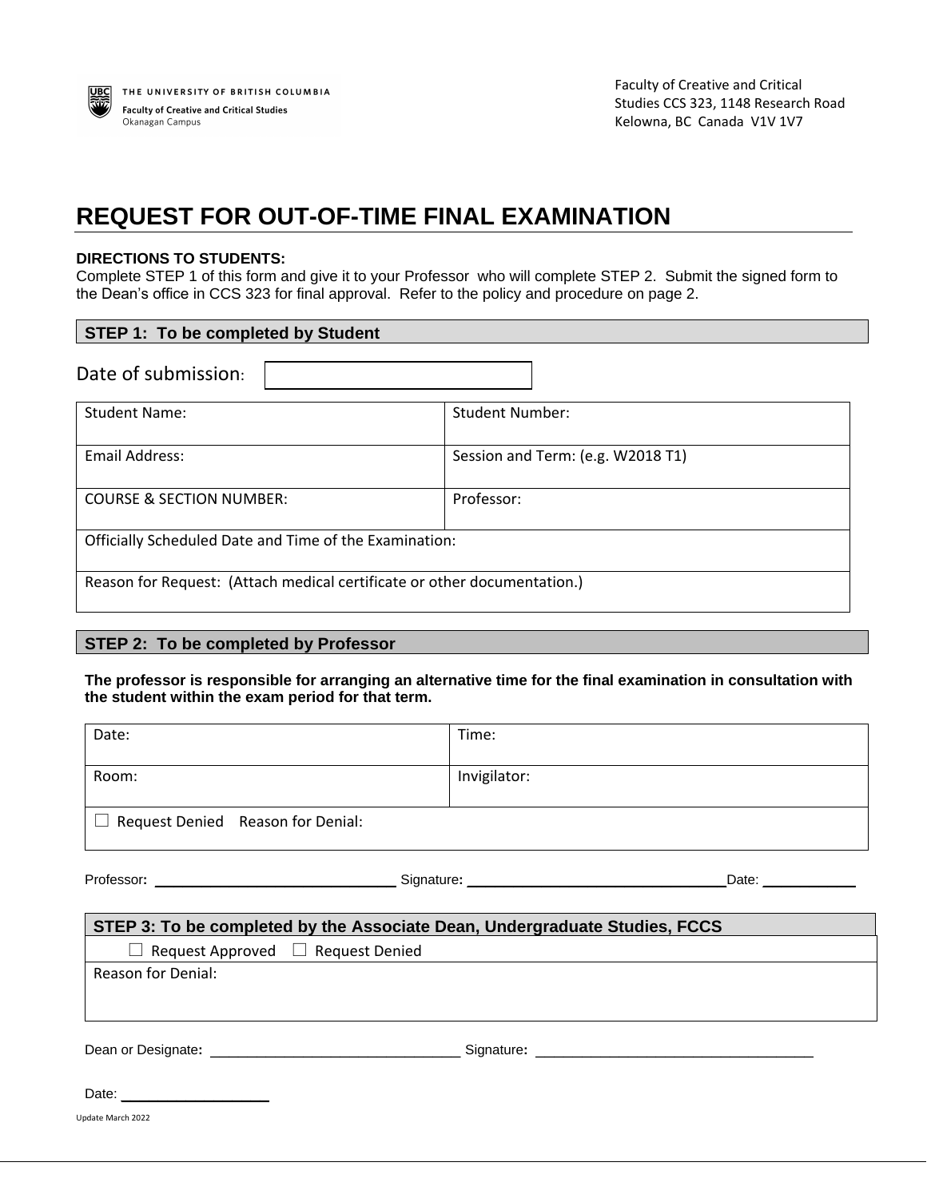THE UNIVERSITY OF BRITISH COLUMBIA
**Faculty of Creative and Critical Studies**
Okanagan Campus

Faculty of Creative and Critical Studies CCS 323, 1148 Research Road
Kelowna, BC Canada V1V 1V7

# REQUEST FOR OUT-OF-TIME FINAL EXAMINATION

**DIRECTIONS TO STUDENTS:**
Complete STEP 1 of this form and give it to your Professor who will complete STEP 2. Submit the signed form to the Dean's office in CCS 323 for final approval. Refer to the policy and procedure on page 2.

## STEP 1: To be completed by Student

Date of submission: ______________________

| Student Name: | Student Number: |
|---|---|
| Email Address: | Session and Term: (e.g. W2018 T1) |
| COURSE & SECTION NUMBER: | Professor: |
| Officially Scheduled Date and Time of the Examination: | |
| Reason for Request: (Attach medical certificate or other documentation.) | |

## STEP 2: To be completed by Professor

**The professor is responsible for arranging an alternative time for the final examination in consultation with the student within the exam period for that term.**

| Date: | Time: |
|---|---|
| Room: | Invigilator: |
| ☐ Request Denied Reason for Denial: | |

Professor: ______________________ Signature: ______________________ Date: ____________

## STEP 3: To be completed by the Associate Dean, Undergraduate Studies, FCCS

☐ Request Approved ☐ Request Denied

Reason for Denial:

Dean or Designate: ______________________ Signature: ______________________

Date: ____________

Update March 2022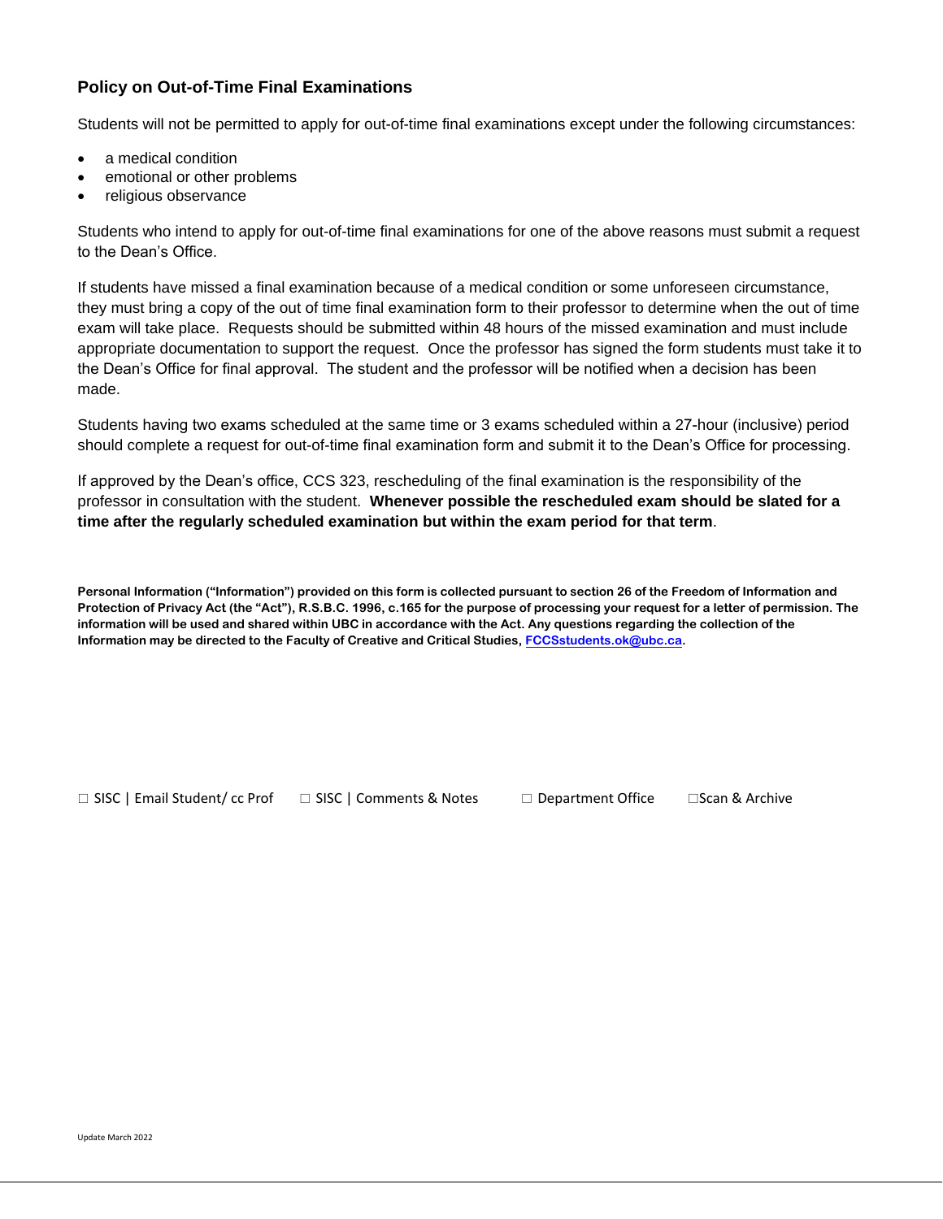## Policy on Out-of-Time Final Examinations

Students will not be permitted to apply for out-of-time final examinations except under the following circumstances:

- a medical condition
- emotional or other problems
- religious observance

Students who intend to apply for out-of-time final examinations for one of the above reasons must submit a request to the Dean's Office.

If students have missed a final examination because of a medical condition or some unforeseen circumstance, they must bring a copy of the out of time final examination form to their professor to determine when the out of time exam will take place. Requests should be submitted within 48 hours of the missed examination and must include appropriate documentation to support the request. Once the professor has signed the form students must take it to the Dean's Office for final approval. The student and the professor will be notified when a decision has been made.

Students having two exams scheduled at the same time or 3 exams scheduled within a 27-hour (inclusive) period should complete a request for out-of-time final examination form and submit it to the Dean's Office for processing.

If approved by the Dean's office, CCS 323, rescheduling of the final examination is the responsibility of the professor in consultation with the student. **Whenever possible the rescheduled exam should be slated for a time after the regularly scheduled examination but within the exam period for that term**.

**Personal Information ("Information") provided on this form is collected pursuant to section 26 of the Freedom of Information and Protection of Privacy Act (the "Act"), R.S.B.C. 1996, c.165 for the purpose of processing your request for a letter of permission. The information will be used and shared within UBC in accordance with the Act. Any questions regarding the collection of the Information may be directed to the Faculty of Creative and Critical Studies, FCCSstudents.ok@ubc.ca.**

☐ SISC | Email Student/ cc Prof ☐ SISC | Comments & Notes ☐ Department Office ☐Scan & Archive

Update March 2022